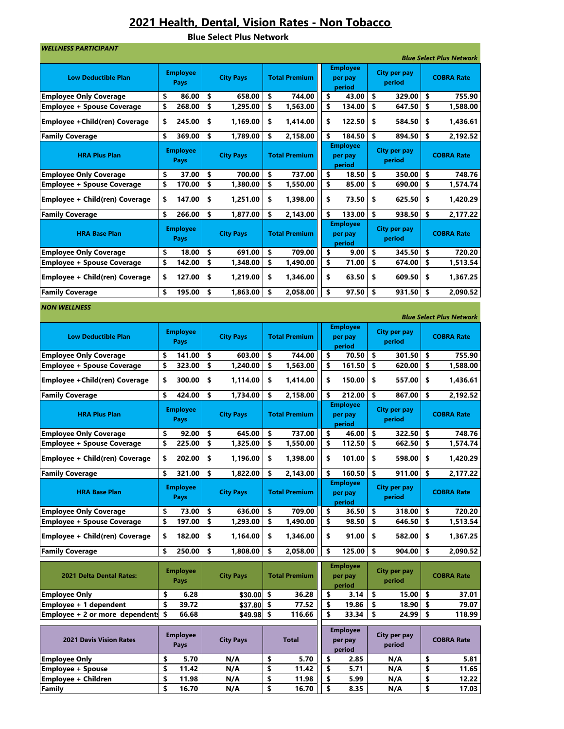# 2021 Health, Dental, Vision Rates - Non Tobacco

**Blue Select Plus Network**

***WELLNESS PARTICIPANT***

***Blue Select Plus Network***

| Low Deductible Plan | Employee Pays | City Pays | Total Premium | Employee per pay period | City per pay period | COBRA Rate |
|---|---|---|---|---|---|---|
| Employee Only Coverage | $ 86.00 | $ 658.00 | $ 744.00 | $ 43.00 | $ 329.00 | $ 755.90 |
| Employee + Spouse Coverage | $ 268.00 | $ 1,295.00 | $ 1,563.00 | $ 134.00 | $ 647.50 | $ 1,588.00 |
| Employee +Child(ren) Coverage | $ 245.00 | $ 1,169.00 | $ 1,414.00 | $ 122.50 | $ 584.50 | $ 1,436.61 |
| Family Coverage | $ 369.00 | $ 1,789.00 | $ 2,158.00 | $ 184.50 | $ 894.50 | $ 2,192.52 |
| **HRA Plus Plan** | **Employee Pays** | **City Pays** | **Total Premium** | **Employee per pay period** | **City per pay period** | **COBRA Rate** |
| Employee Only Coverage | $ 37.00 | $ 700.00 | $ 737.00 | $ 18.50 | $ 350.00 | $ 748.76 |
| Employee + Spouse Coverage | $ 170.00 | $ 1,380.00 | $ 1,550.00 | $ 85.00 | $ 690.00 | $ 1,574.74 |
| Employee + Child(ren) Coverage | $ 147.00 | $ 1,251.00 | $ 1,398.00 | $ 73.50 | $ 625.50 | $ 1,420.29 |
| Family Coverage | $ 266.00 | $ 1,877.00 | $ 2,143.00 | $ 133.00 | $ 938.50 | $ 2,177.22 |
| **HRA Base Plan** | **Employee Pays** | **City Pays** | **Total Premium** | **Employee per pay period** | **City per pay period** | **COBRA Rate** |
| Employee Only Coverage | $ 18.00 | $ 691.00 | $ 709.00 | $ 9.00 | $ 345.50 | $ 720.20 |
| Employee + Spouse Coverage | $ 142.00 | $ 1,348.00 | $ 1,490.00 | $ 71.00 | $ 674.00 | $ 1,513.54 |
| Employee + Child(ren) Coverage | $ 127.00 | $ 1,219.00 | $ 1,346.00 | $ 63.50 | $ 609.50 | $ 1,367.25 |
| Family Coverage | $ 195.00 | $ 1,863.00 | $ 2,058.00 | $ 97.50 | $ 931.50 | $ 2,090.52 |

***NON WELLNESS***

***Blue Select Plus Network***

| Low Deductible Plan | Employee Pays | City Pays | Total Premium | Employee per pay period | City per pay period | COBRA Rate |
|---|---|---|---|---|---|---|
| Employee Only Coverage | $ 141.00 | $ 603.00 | $ 744.00 | $ 70.50 | $ 301.50 | $ 755.90 |
| Employee + Spouse Coverage | $ 323.00 | $ 1,240.00 | $ 1,563.00 | $ 161.50 | $ 620.00 | $ 1,588.00 |
| Employee +Child(ren) Coverage | $ 300.00 | $ 1,114.00 | $ 1,414.00 | $ 150.00 | $ 557.00 | $ 1,436.61 |
| Family Coverage | $ 424.00 | $ 1,734.00 | $ 2,158.00 | $ 212.00 | $ 867.00 | $ 2,192.52 |
| **HRA Plus Plan** | **Employee Pays** | **City Pays** | **Total Premium** | **Employee per pay period** | **City per pay period** | **COBRA Rate** |
| Employee Only Coverage | $ 92.00 | $ 645.00 | $ 737.00 | $ 46.00 | $ 322.50 | $ 748.76 |
| Employee + Spouse Coverage | $ 225.00 | $ 1,325.00 | $ 1,550.00 | $ 112.50 | $ 662.50 | $ 1,574.74 |
| Employee + Child(ren) Coverage | $ 202.00 | $ 1,196.00 | $ 1,398.00 | $ 101.00 | $ 598.00 | $ 1,420.29 |
| Family Coverage | $ 321.00 | $ 1,822.00 | $ 2,143.00 | $ 160.50 | $ 911.00 | $ 2,177.22 |
| **HRA Base Plan** | **Employee Pays** | **City Pays** | **Total Premium** | **Employee per pay period** | **City per pay period** | **COBRA Rate** |
| Employee Only Coverage | $ 73.00 | $ 636.00 | $ 709.00 | $ 36.50 | $ 318.00 | $ 720.20 |
| Employee + Spouse Coverage | $ 197.00 | $ 1,293.00 | $ 1,490.00 | $ 98.50 | $ 646.50 | $ 1,513.54 |
| Employee + Child(ren) Coverage | $ 182.00 | $ 1,164.00 | $ 1,346.00 | $ 91.00 | $ 582.00 | $ 1,367.25 |
| Family Coverage | $ 250.00 | $ 1,808.00 | $ 2,058.00 | $ 125.00 | $ 904.00 | $ 2,090.52 |

| 2021 Delta Dental Rates: | Employee Pays | City Pays | Total Premium | Employee per pay period | City per pay period | COBRA Rate |
|---|---|---|---|---|---|---|
| Employee Only | $ 6.28 | $30.00 | $ 36.28 | $ 3.14 | $ 15.00 | $ 37.01 |
| Employee + 1 dependent | $ 39.72 | $37.80 | $ 77.52 | $ 19.86 | $ 18.90 | $ 79.07 |
| Employee + 2 or more dependents | $ 66.68 | $49.98 | $ 116.66 | $ 33.34 | $ 24.99 | $ 118.99 |

| 2021 Davis Vision Rates | Employee Pays | City Pays | Total | Employee per pay period | City per pay period | COBRA Rate |
|---|---|---|---|---|---|---|
| Employee Only | $ 5.70 | N/A | $ 5.70 | $ 2.85 | N/A | $ 5.81 |
| Employee + Spouse | $ 11.42 | N/A | $ 11.42 | $ 5.71 | N/A | $ 11.65 |
| Employee + Children | $ 11.98 | N/A | $ 11.98 | $ 5.99 | N/A | $ 12.22 |
| Family | $ 16.70 | N/A | $ 16.70 | $ 8.35 | N/A | $ 17.03 |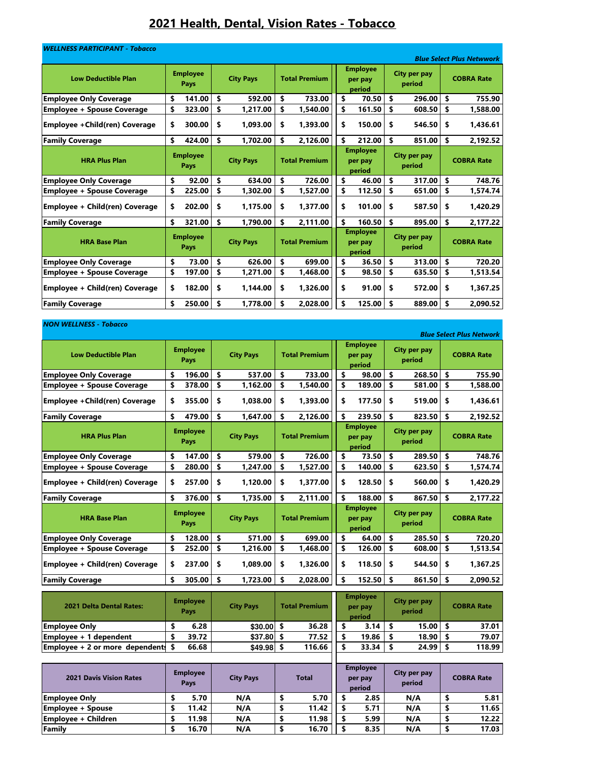# 2021 Health, Dental, Vision Rates - Tobacco

***WELLNESS PARTICIPANT - Tobacco***

***Blue Select Plus Netwwork***

| Low Deductible Plan | Employee Pays | City Pays | Total Premium | Employee per pay period | City per pay period | COBRA Rate |
|---|---|---|---|---|---|---|
| Employee Only Coverage | $ 141.00 | $ 592.00 | $ 733.00 | $ 70.50 | $ 296.00 | $ 755.90 |
| Employee + Spouse Coverage | $ 323.00 | $ 1,217.00 | $ 1,540.00 | $ 161.50 | $ 608.50 | $ 1,588.00 |
| Employee +Child(ren) Coverage | $ 300.00 | $ 1,093.00 | $ 1,393.00 | $ 150.00 | $ 546.50 | $ 1,436.61 |
| Family Coverage | $ 424.00 | $ 1,702.00 | $ 2,126.00 | $ 212.00 | $ 851.00 | $ 2,192.52 |
| **HRA Plus Plan** | **Employee Pays** | **City Pays** | **Total Premium** | **Employee per pay period** | **City per pay period** | **COBRA Rate** |
| Employee Only Coverage | $ 92.00 | $ 634.00 | $ 726.00 | $ 46.00 | $ 317.00 | $ 748.76 |
| Employee + Spouse Coverage | $ 225.00 | $ 1,302.00 | $ 1,527.00 | $ 112.50 | $ 651.00 | $ 1,574.74 |
| Employee + Child(ren) Coverage | $ 202.00 | $ 1,175.00 | $ 1,377.00 | $ 101.00 | $ 587.50 | $ 1,420.29 |
| Family Coverage | $ 321.00 | $ 1,790.00 | $ 2,111.00 | $ 160.50 | $ 895.00 | $ 2,177.22 |
| **HRA Base Plan** | **Employee Pays** | **City Pays** | **Total Premium** | **Employee per pay period** | **City per pay period** | **COBRA Rate** |
| Employee Only Coverage | $ 73.00 | $ 626.00 | $ 699.00 | $ 36.50 | $ 313.00 | $ 720.20 |
| Employee + Spouse Coverage | $ 197.00 | $ 1,271.00 | $ 1,468.00 | $ 98.50 | $ 635.50 | $ 1,513.54 |
| Employee + Child(ren) Coverage | $ 182.00 | $ 1,144.00 | $ 1,326.00 | $ 91.00 | $ 572.00 | $ 1,367.25 |
| Family Coverage | $ 250.00 | $ 1,778.00 | $ 2,028.00 | $ 125.00 | $ 889.00 | $ 2,090.52 |

***NON WELLNESS - Tobacco***

***Blue Select Plus Network***

| Low Deductible Plan | Employee Pays | City Pays | Total Premium | Employee per pay period | City per pay period | COBRA Rate |
|---|---|---|---|---|---|---|
| Employee Only Coverage | $ 196.00 | $ 537.00 | $ 733.00 | $ 98.00 | $ 268.50 | $ 755.90 |
| Employee + Spouse Coverage | $ 378.00 | $ 1,162.00 | $ 1,540.00 | $ 189.00 | $ 581.00 | $ 1,588.00 |
| Employee +Child(ren) Coverage | $ 355.00 | $ 1,038.00 | $ 1,393.00 | $ 177.50 | $ 519.00 | $ 1,436.61 |
| Family Coverage | $ 479.00 | $ 1,647.00 | $ 2,126.00 | $ 239.50 | $ 823.50 | $ 2,192.52 |
| **HRA Plus Plan** | **Employee Pays** | **City Pays** | **Total Premium** | **Employee per pay period** | **City per pay period** | **COBRA Rate** |
| Employee Only Coverage | $ 147.00 | $ 579.00 | $ 726.00 | $ 73.50 | $ 289.50 | $ 748.76 |
| Employee + Spouse Coverage | $ 280.00 | $ 1,247.00 | $ 1,527.00 | $ 140.00 | $ 623.50 | $ 1,574.74 |
| Employee + Child(ren) Coverage | $ 257.00 | $ 1,120.00 | $ 1,377.00 | $ 128.50 | $ 560.00 | $ 1,420.29 |
| Family Coverage | $ 376.00 | $ 1,735.00 | $ 2,111.00 | $ 188.00 | $ 867.50 | $ 2,177.22 |
| **HRA Base Plan** | **Employee Pays** | **City Pays** | **Total Premium** | **Employee per pay period** | **City per pay period** | **COBRA Rate** |
| Employee Only Coverage | $ 128.00 | $ 571.00 | $ 699.00 | $ 64.00 | $ 285.50 | $ 720.20 |
| Employee + Spouse Coverage | $ 252.00 | $ 1,216.00 | $ 1,468.00 | $ 126.00 | $ 608.00 | $ 1,513.54 |
| Employee + Child(ren) Coverage | $ 237.00 | $ 1,089.00 | $ 1,326.00 | $ 118.50 | $ 544.50 | $ 1,367.25 |
| Family Coverage | $ 305.00 | $ 1,723.00 | $ 2,028.00 | $ 152.50 | $ 861.50 | $ 2,090.52 |

| 2021 Delta Dental Rates: | Employee Pays | City Pays | Total Premium | Employee per pay period | City per pay period | COBRA Rate |
|---|---|---|---|---|---|---|
| Employee Only | $ 6.28 | $30.00 | $ 36.28 | $ 3.14 | $ 15.00 | $ 37.01 |
| Employee + 1 dependent | $ 39.72 | $37.80 | $ 77.52 | $ 19.86 | $ 18.90 | $ 79.07 |
| Employee + 2 or more dependents | $ 66.68 | $49.98 | $ 116.66 | $ 33.34 | $ 24.99 | $ 118.99 |

| 2021 Davis Vision Rates | Employee Pays | City Pays | Total | Employee per pay period | City per pay period | COBRA Rate |
|---|---|---|---|---|---|---|
| Employee Only | $ 5.70 | N/A | $ 5.70 | $ 2.85 | N/A | $ 5.81 |
| Employee + Spouse | $ 11.42 | N/A | $ 11.42 | $ 5.71 | N/A | $ 11.65 |
| Employee + Children | $ 11.98 | N/A | $ 11.98 | $ 5.99 | N/A | $ 12.22 |
| Family | $ 16.70 | N/A | $ 16.70 | $ 8.35 | N/A | $ 17.03 |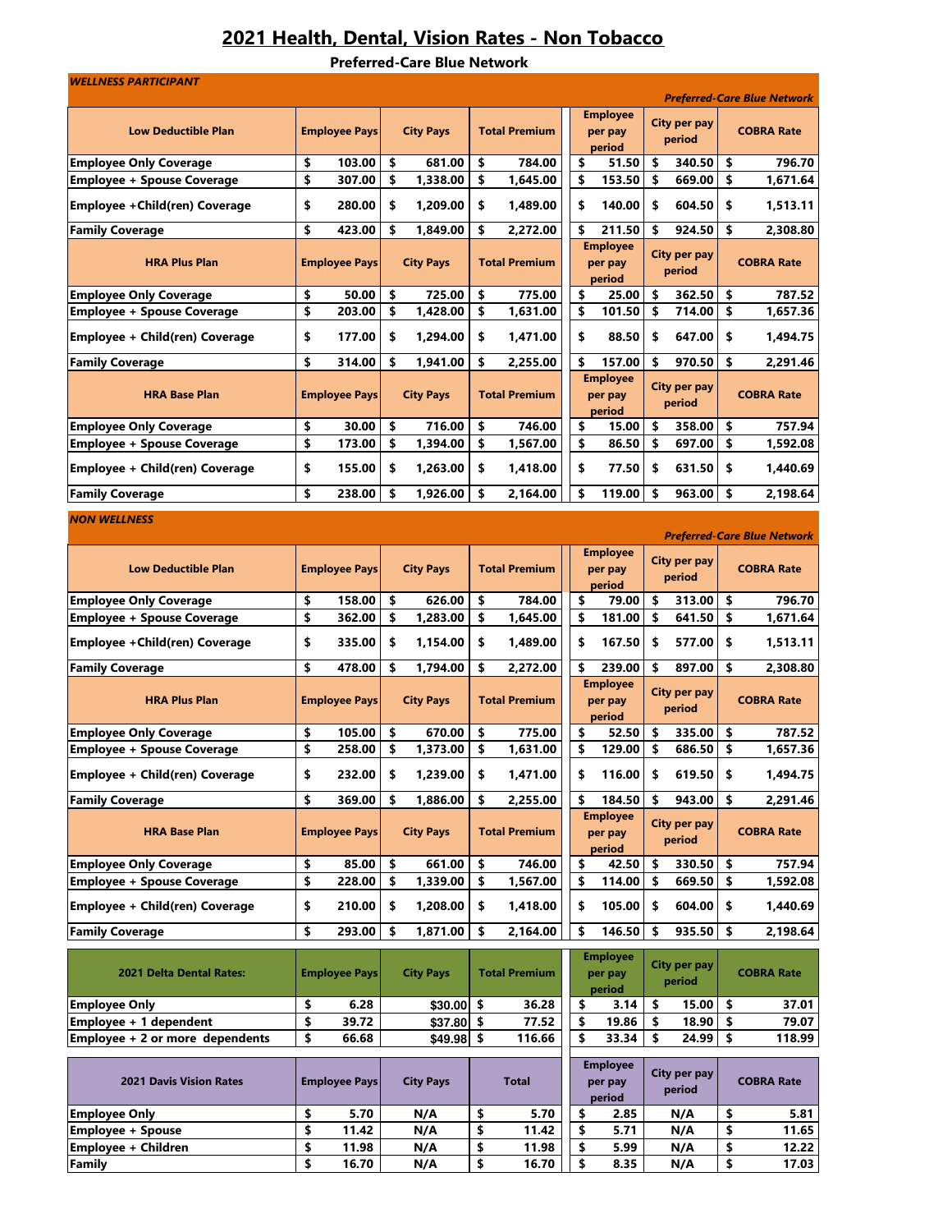# 2021 Health, Dental, Vision Rates - Non Tobacco

**Preferred-Care Blue Network**

***WELLNESS PARTICIPANT***

***Preferred-Care Blue Network***

| Low Deductible Plan | Employee Pays | City Pays | Total Premium | Employee per pay period | City per pay period | COBRA Rate |
|---|---|---|---|---|---|---|
| Employee Only Coverage | $ 103.00 | $ 681.00 | $ 784.00 | $ 51.50 | $ 340.50 | $ 796.70 |
| Employee + Spouse Coverage | $ 307.00 | $ 1,338.00 | $ 1,645.00 | $ 153.50 | $ 669.00 | $ 1,671.64 |
| Employee +Child(ren) Coverage | $ 280.00 | $ 1,209.00 | $ 1,489.00 | $ 140.00 | $ 604.50 | $ 1,513.11 |
| Family Coverage | $ 423.00 | $ 1,849.00 | $ 2,272.00 | $ 211.50 | $ 924.50 | $ 2,308.80 |
| **HRA Plus Plan** | **Employee Pays** | **City Pays** | **Total Premium** | **Employee per pay period** | **City per pay period** | **COBRA Rate** |
| Employee Only Coverage | $ 50.00 | $ 725.00 | $ 775.00 | $ 25.00 | $ 362.50 | $ 787.52 |
| Employee + Spouse Coverage | $ 203.00 | $ 1,428.00 | $ 1,631.00 | $ 101.50 | $ 714.00 | $ 1,657.36 |
| Employee + Child(ren) Coverage | $ 177.00 | $ 1,294.00 | $ 1,471.00 | $ 88.50 | $ 647.00 | $ 1,494.75 |
| Family Coverage | $ 314.00 | $ 1,941.00 | $ 2,255.00 | $ 157.00 | $ 970.50 | $ 2,291.46 |
| **HRA Base Plan** | **Employee Pays** | **City Pays** | **Total Premium** | **Employee per pay period** | **City per pay period** | **COBRA Rate** |
| Employee Only Coverage | $ 30.00 | $ 716.00 | $ 746.00 | $ 15.00 | $ 358.00 | $ 757.94 |
| Employee + Spouse Coverage | $ 173.00 | $ 1,394.00 | $ 1,567.00 | $ 86.50 | $ 697.00 | $ 1,592.08 |
| Employee + Child(ren) Coverage | $ 155.00 | $ 1,263.00 | $ 1,418.00 | $ 77.50 | $ 631.50 | $ 1,440.69 |
| Family Coverage | $ 238.00 | $ 1,926.00 | $ 2,164.00 | $ 119.00 | $ 963.00 | $ 2,198.64 |

***NON WELLNESS***

***Preferred-Care Blue Network***

| Low Deductible Plan | Employee Pays | City Pays | Total Premium | Employee per pay period | City per pay period | COBRA Rate |
|---|---|---|---|---|---|---|
| Employee Only Coverage | $ 158.00 | $ 626.00 | $ 784.00 | $ 79.00 | $ 313.00 | $ 796.70 |
| Employee + Spouse Coverage | $ 362.00 | $ 1,283.00 | $ 1,645.00 | $ 181.00 | $ 641.50 | $ 1,671.64 |
| Employee +Child(ren) Coverage | $ 335.00 | $ 1,154.00 | $ 1,489.00 | $ 167.50 | $ 577.00 | $ 1,513.11 |
| Family Coverage | $ 478.00 | $ 1,794.00 | $ 2,272.00 | $ 239.00 | $ 897.00 | $ 2,308.80 |
| **HRA Plus Plan** | **Employee Pays** | **City Pays** | **Total Premium** | **Employee per pay period** | **City per pay period** | **COBRA Rate** |
| Employee Only Coverage | $ 105.00 | $ 670.00 | $ 775.00 | $ 52.50 | $ 335.00 | $ 787.52 |
| Employee + Spouse Coverage | $ 258.00 | $ 1,373.00 | $ 1,631.00 | $ 129.00 | $ 686.50 | $ 1,657.36 |
| Employee + Child(ren) Coverage | $ 232.00 | $ 1,239.00 | $ 1,471.00 | $ 116.00 | $ 619.50 | $ 1,494.75 |
| Family Coverage | $ 369.00 | $ 1,886.00 | $ 2,255.00 | $ 184.50 | $ 943.00 | $ 2,291.46 |
| **HRA Base Plan** | **Employee Pays** | **City Pays** | **Total Premium** | **Employee per pay period** | **City per pay period** | **COBRA Rate** |
| Employee Only Coverage | $ 85.00 | $ 661.00 | $ 746.00 | $ 42.50 | $ 330.50 | $ 757.94 |
| Employee + Spouse Coverage | $ 228.00 | $ 1,339.00 | $ 1,567.00 | $ 114.00 | $ 669.50 | $ 1,592.08 |
| Employee + Child(ren) Coverage | $ 210.00 | $ 1,208.00 | $ 1,418.00 | $ 105.00 | $ 604.00 | $ 1,440.69 |
| Family Coverage | $ 293.00 | $ 1,871.00 | $ 2,164.00 | $ 146.50 | $ 935.50 | $ 2,198.64 |

| 2021 Delta Dental Rates: | Employee Pays | City Pays | Total Premium | Employee per pay period | City per pay period | COBRA Rate |
|---|---|---|---|---|---|---|
| Employee Only | $ 6.28 | $30.00 | $ 36.28 | $ 3.14 | $ 15.00 | $ 37.01 |
| Employee + 1 dependent | $ 39.72 | $37.80 | $ 77.52 | $ 19.86 | $ 18.90 | $ 79.07 |
| Employee + 2 or more dependents | $ 66.68 | $49.98 | $ 116.66 | $ 33.34 | $ 24.99 | $ 118.99 |

| 2021 Davis Vision Rates | Employee Pays | City Pays | Total | Employee per pay period | City per pay period | COBRA Rate |
|---|---|---|---|---|---|---|
| Employee Only | $ 5.70 | N/A | $ 5.70 | $ 2.85 | N/A | $ 5.81 |
| Employee + Spouse | $ 11.42 | N/A | $ 11.42 | $ 5.71 | N/A | $ 11.65 |
| Employee + Children | $ 11.98 | N/A | $ 11.98 | $ 5.99 | N/A | $ 12.22 |
| Family | $ 16.70 | N/A | $ 16.70 | $ 8.35 | N/A | $ 17.03 |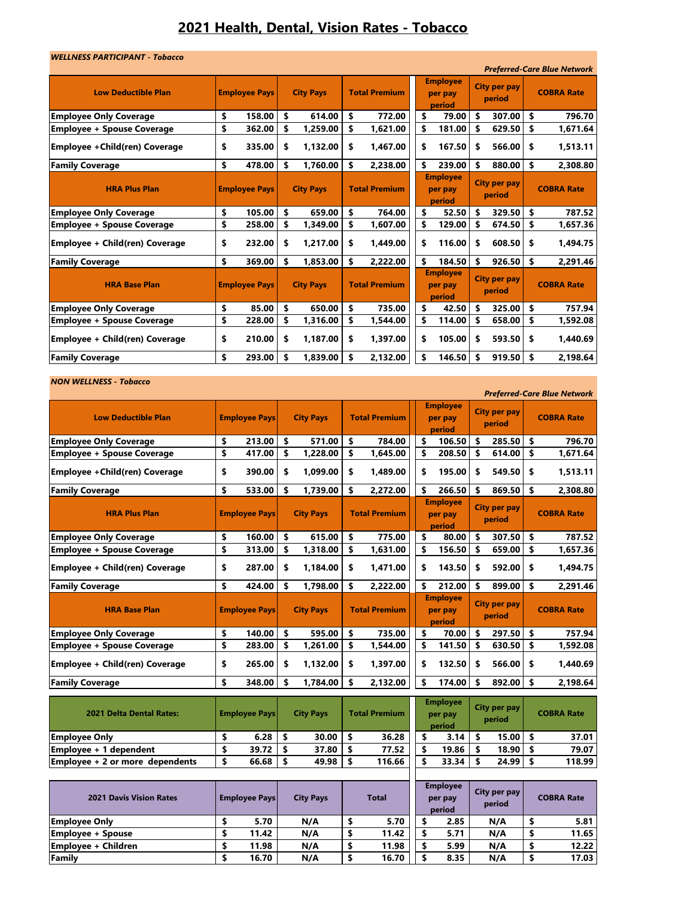# 2021 Health, Dental, Vision Rates - Tobacco

***WELLNESS PARTICIPANT - Tobacco***

***Preferred-Care Blue Network***

| Low Deductible Plan | Employee Pays | City Pays | Total Premium | Employee per pay period | City per pay period | COBRA Rate |
|---|---|---|---|---|---|---|
| Employee Only Coverage | $ 158.00 | $ 614.00 | $ 772.00 | $ 79.00 | $ 307.00 | $ 796.70 |
| Employee + Spouse Coverage | $ 362.00 | $ 1,259.00 | $ 1,621.00 | $ 181.00 | $ 629.50 | $ 1,671.64 |
| Employee +Child(ren) Coverage | $ 335.00 | $ 1,132.00 | $ 1,467.00 | $ 167.50 | $ 566.00 | $ 1,513.11 |
| Family Coverage | $ 478.00 | $ 1,760.00 | $ 2,238.00 | $ 239.00 | $ 880.00 | $ 2,308.80 |
| **HRA Plus Plan** | **Employee Pays** | **City Pays** | **Total Premium** | **Employee per pay period** | **City per pay period** | **COBRA Rate** |
| Employee Only Coverage | $ 105.00 | $ 659.00 | $ 764.00 | $ 52.50 | $ 329.50 | $ 787.52 |
| Employee + Spouse Coverage | $ 258.00 | $ 1,349.00 | $ 1,607.00 | $ 129.00 | $ 674.50 | $ 1,657.36 |
| Employee + Child(ren) Coverage | $ 232.00 | $ 1,217.00 | $ 1,449.00 | $ 116.00 | $ 608.50 | $ 1,494.75 |
| Family Coverage | $ 369.00 | $ 1,853.00 | $ 2,222.00 | $ 184.50 | $ 926.50 | $ 2,291.46 |
| **HRA Base Plan** | **Employee Pays** | **City Pays** | **Total Premium** | **Employee per pay period** | **City per pay period** | **COBRA Rate** |
| Employee Only Coverage | $ 85.00 | $ 650.00 | $ 735.00 | $ 42.50 | $ 325.00 | $ 757.94 |
| Employee + Spouse Coverage | $ 228.00 | $ 1,316.00 | $ 1,544.00 | $ 114.00 | $ 658.00 | $ 1,592.08 |
| Employee + Child(ren) Coverage | $ 210.00 | $ 1,187.00 | $ 1,397.00 | $ 105.00 | $ 593.50 | $ 1,440.69 |
| Family Coverage | $ 293.00 | $ 1,839.00 | $ 2,132.00 | $ 146.50 | $ 919.50 | $ 2,198.64 |

***NON WELLNESS - Tobacco***

***Preferred-Care Blue Network***

| Low Deductible Plan | Employee Pays | City Pays | Total Premium | Employee per pay period | City per pay period | COBRA Rate |
|---|---|---|---|---|---|---|
| Employee Only Coverage | $ 213.00 | $ 571.00 | $ 784.00 | $ 106.50 | $ 285.50 | $ 796.70 |
| Employee + Spouse Coverage | $ 417.00 | $ 1,228.00 | $ 1,645.00 | $ 208.50 | $ 614.00 | $ 1,671.64 |
| Employee +Child(ren) Coverage | $ 390.00 | $ 1,099.00 | $ 1,489.00 | $ 195.00 | $ 549.50 | $ 1,513.11 |
| Family Coverage | $ 533.00 | $ 1,739.00 | $ 2,272.00 | $ 266.50 | $ 869.50 | $ 2,308.80 |
| **HRA Plus Plan** | **Employee Pays** | **City Pays** | **Total Premium** | **Employee per pay period** | **City per pay period** | **COBRA Rate** |
| Employee Only Coverage | $ 160.00 | $ 615.00 | $ 775.00 | $ 80.00 | $ 307.50 | $ 787.52 |
| Employee + Spouse Coverage | $ 313.00 | $ 1,318.00 | $ 1,631.00 | $ 156.50 | $ 659.00 | $ 1,657.36 |
| Employee + Child(ren) Coverage | $ 287.00 | $ 1,184.00 | $ 1,471.00 | $ 143.50 | $ 592.00 | $ 1,494.75 |
| Family Coverage | $ 424.00 | $ 1,798.00 | $ 2,222.00 | $ 212.00 | $ 899.00 | $ 2,291.46 |
| **HRA Base Plan** | **Employee Pays** | **City Pays** | **Total Premium** | **Employee per pay period** | **City per pay period** | **COBRA Rate** |
| Employee Only Coverage | $ 140.00 | $ 595.00 | $ 735.00 | $ 70.00 | $ 297.50 | $ 757.94 |
| Employee + Spouse Coverage | $ 283.00 | $ 1,261.00 | $ 1,544.00 | $ 141.50 | $ 630.50 | $ 1,592.08 |
| Employee + Child(ren) Coverage | $ 265.00 | $ 1,132.00 | $ 1,397.00 | $ 132.50 | $ 566.00 | $ 1,440.69 |
| Family Coverage | $ 348.00 | $ 1,784.00 | $ 2,132.00 | $ 174.00 | $ 892.00 | $ 2,198.64 |

| 2021 Delta Dental Rates: | Employee Pays | City Pays | Total Premium | Employee per pay period | City per pay period | COBRA Rate |
|---|---|---|---|---|---|---|
| Employee Only | $ 6.28 | $ 30.00 | $ 36.28 | $ 3.14 | $ 15.00 | $ 37.01 |
| Employee + 1 dependent | $ 39.72 | $ 37.80 | $ 77.52 | $ 19.86 | $ 18.90 | $ 79.07 |
| Employee + 2 or more dependents | $ 66.68 | $ 49.98 | $ 116.66 | $ 33.34 | $ 24.99 | $ 118.99 |

| 2021 Davis Vision Rates | Employee Pays | City Pays | Total | Employee per pay period | City per pay period | COBRA Rate |
|---|---|---|---|---|---|---|
| Employee Only | $ 5.70 | N/A | $ 5.70 | $ 2.85 | N/A | $ 5.81 |
| Employee + Spouse | $ 11.42 | N/A | $ 11.42 | $ 5.71 | N/A | $ 11.65 |
| Employee + Children | $ 11.98 | N/A | $ 11.98 | $ 5.99 | N/A | $ 12.22 |
| Family | $ 16.70 | N/A | $ 16.70 | $ 8.35 | N/A | $ 17.03 |